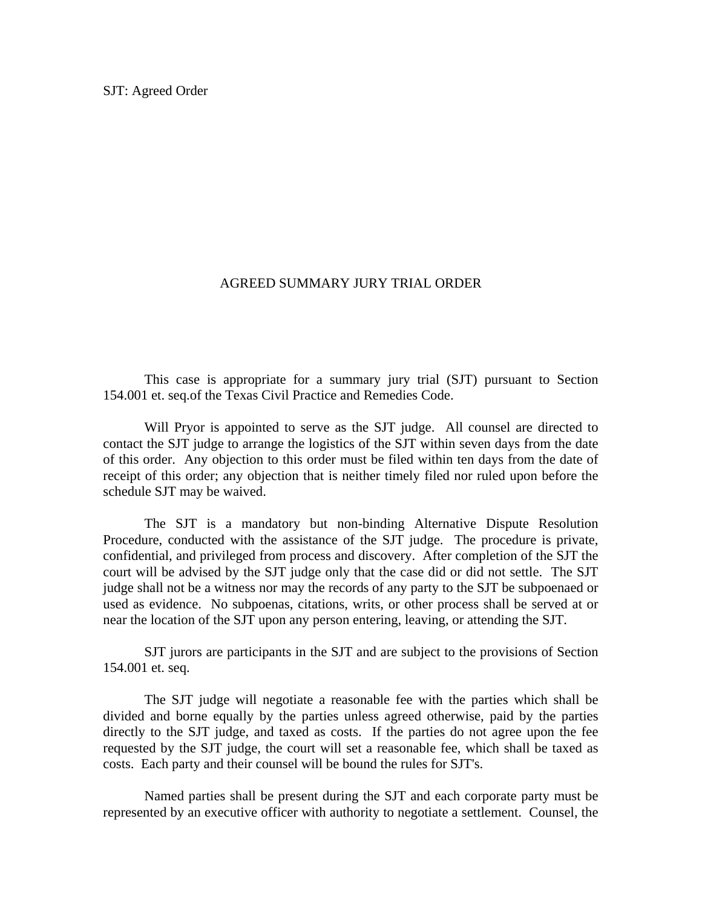SJT: Agreed Order

# AGREED SUMMARY JURY TRIAL ORDER

This case is appropriate for a summary jury trial (SJT) pursuant to Section 154.001 et. seq.of the Texas Civil Practice and Remedies Code.

Will Pryor is appointed to serve as the SJT judge. All counsel are directed to contact the SJT judge to arrange the logistics of the SJT within seven days from the date of this order. Any objection to this order must be filed within ten days from the date of receipt of this order; any objection that is neither timely filed nor ruled upon before the schedule SJT may be waived.

The SJT is a mandatory but non-binding Alternative Dispute Resolution Procedure, conducted with the assistance of the SJT judge. The procedure is private, confidential, and privileged from process and discovery. After completion of the SJT the court will be advised by the SJT judge only that the case did or did not settle. The SJT judge shall not be a witness nor may the records of any party to the SJT be subpoenaed or used as evidence. No subpoenas, citations, writs, or other process shall be served at or near the location of the SJT upon any person entering, leaving, or attending the SJT.

SJT jurors are participants in the SJT and are subject to the provisions of Section 154.001 et. seq.

The SJT judge will negotiate a reasonable fee with the parties which shall be divided and borne equally by the parties unless agreed otherwise, paid by the parties directly to the SJT judge, and taxed as costs. If the parties do not agree upon the fee requested by the SJT judge, the court will set a reasonable fee, which shall be taxed as costs. Each party and their counsel will be bound the rules for SJT's.

Named parties shall be present during the SJT and each corporate party must be represented by an executive officer with authority to negotiate a settlement. Counsel, the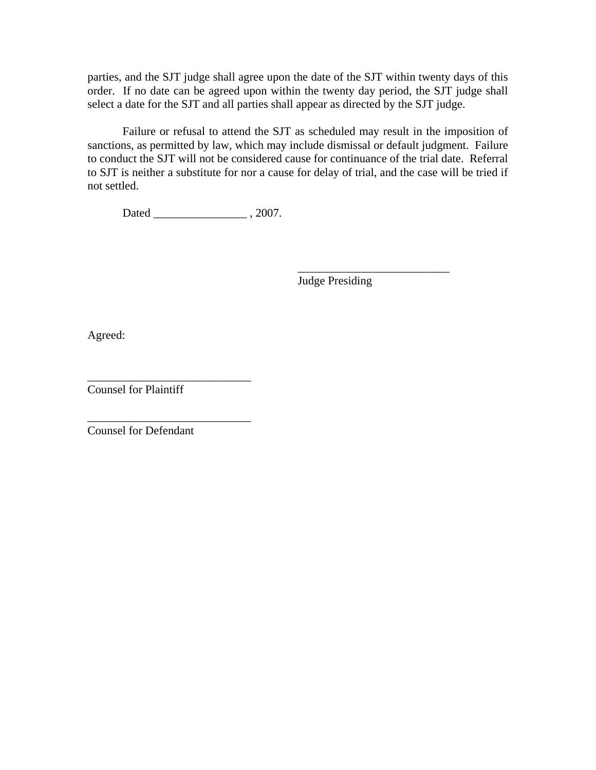parties, and the SJT judge shall agree upon the date of the SJT within twenty days of this order. If no date can be agreed upon within the twenty day period, the SJT judge shall select a date for the SJT and all parties shall appear as directed by the SJT judge.

Failure or refusal to attend the SJT as scheduled may result in the imposition of sanctions, as permitted by law, which may include dismissal or default judgment. Failure to conduct the SJT will not be considered cause for continuance of the trial date. Referral to SJT is neither a substitute for nor a cause for delay of trial, and the case will be tried if not settled.

Dated ________________ , 2007.

__________________________
Judge Presiding

Agreed:

____________________________
Counsel for Plaintiff

____________________________
Counsel for Defendant